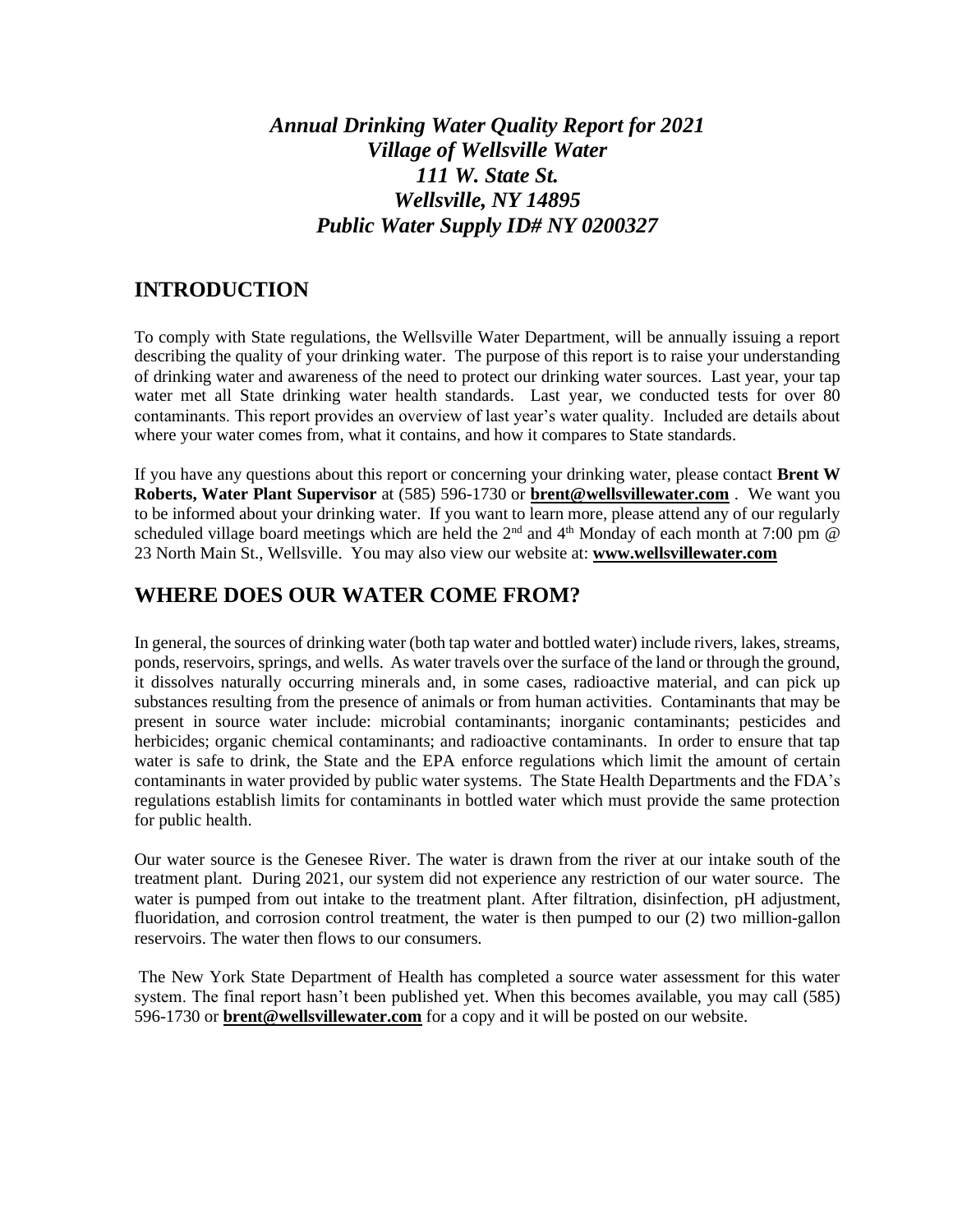# *Annual Drinking Water Quality Report for 2021*
# *Village of Wellsville Water*
# *111 W. State St.*
# *Wellsville, NY 14895*
# *Public Water Supply ID# NY 0200327*

## INTRODUCTION

To comply with State regulations, the Wellsville Water Department, will be annually issuing a report describing the quality of your drinking water. The purpose of this report is to raise your understanding of drinking water and awareness of the need to protect our drinking water sources. Last year, your tap water met all State drinking water health standards. Last year, we conducted tests for over 80 contaminants. This report provides an overview of last year's water quality. Included are details about where your water comes from, what it contains, and how it compares to State standards.

If you have any questions about this report or concerning your drinking water, please contact **Brent W Roberts, Water Plant Supervisor** at (585) 596-1730 or **brent@wellsvillewater.com** . We want you to be informed about your drinking water. If you want to learn more, please attend any of our regularly scheduled village board meetings which are held the 2nd and 4th Monday of each month at 7:00 pm @ 23 North Main St., Wellsville. You may also view our website at: **www.wellsvillewater.com**

## WHERE DOES OUR WATER COME FROM?

In general, the sources of drinking water (both tap water and bottled water) include rivers, lakes, streams, ponds, reservoirs, springs, and wells. As water travels over the surface of the land or through the ground, it dissolves naturally occurring minerals and, in some cases, radioactive material, and can pick up substances resulting from the presence of animals or from human activities. Contaminants that may be present in source water include: microbial contaminants; inorganic contaminants; pesticides and herbicides; organic chemical contaminants; and radioactive contaminants. In order to ensure that tap water is safe to drink, the State and the EPA enforce regulations which limit the amount of certain contaminants in water provided by public water systems. The State Health Departments and the FDA's regulations establish limits for contaminants in bottled water which must provide the same protection for public health.

Our water source is the Genesee River. The water is drawn from the river at our intake south of the treatment plant. During 2021, our system did not experience any restriction of our water source. The water is pumped from out intake to the treatment plant. After filtration, disinfection, pH adjustment, fluoridation, and corrosion control treatment, the water is then pumped to our (2) two million-gallon reservoirs. The water then flows to our consumers.

The New York State Department of Health has completed a source water assessment for this water system. The final report hasn't been published yet. When this becomes available, you may call (585) 596-1730 or **brent@wellsvillewater.com** for a copy and it will be posted on our website.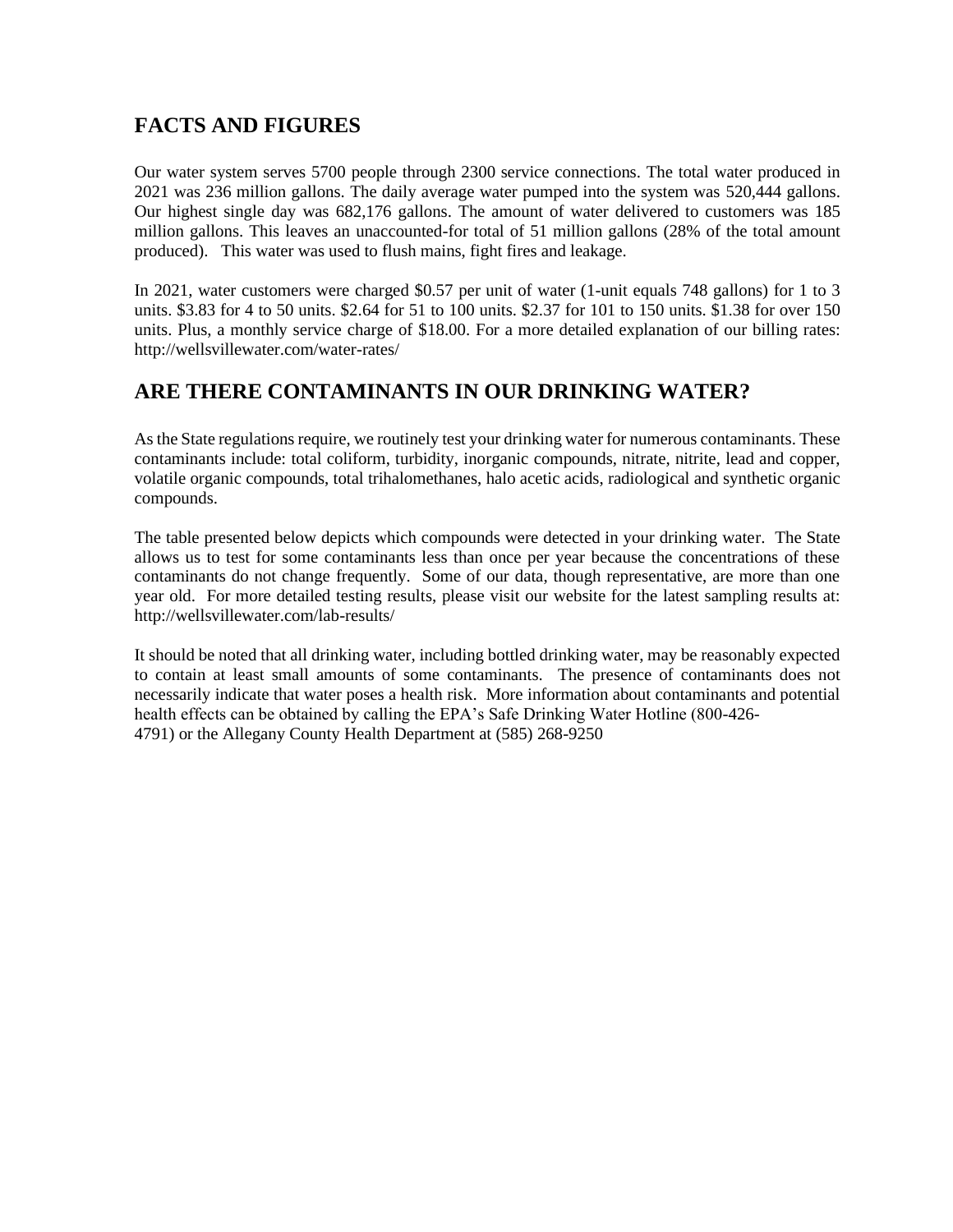## FACTS AND FIGURES

Our water system serves 5700 people through 2300 service connections. The total water produced in 2021 was 236 million gallons. The daily average water pumped into the system was 520,444 gallons. Our highest single day was 682,176 gallons. The amount of water delivered to customers was 185 million gallons. This leaves an unaccounted-for total of 51 million gallons (28% of the total amount produced). This water was used to flush mains, fight fires and leakage.

In 2021, water customers were charged $0.57 per unit of water (1-unit equals 748 gallons) for 1 to 3 units. $3.83 for 4 to 50 units. $2.64 for 51 to 100 units. $2.37 for 101 to 150 units. $1.38 for over 150 units. Plus, a monthly service charge of $18.00. For a more detailed explanation of our billing rates: http://wellsvillewater.com/water-rates/

## ARE THERE CONTAMINANTS IN OUR DRINKING WATER?

As the State regulations require, we routinely test your drinking water for numerous contaminants. These contaminants include: total coliform, turbidity, inorganic compounds, nitrate, nitrite, lead and copper, volatile organic compounds, total trihalomethanes, halo acetic acids, radiological and synthetic organic compounds.

The table presented below depicts which compounds were detected in your drinking water. The State allows us to test for some contaminants less than once per year because the concentrations of these contaminants do not change frequently. Some of our data, though representative, are more than one year old. For more detailed testing results, please visit our website for the latest sampling results at: http://wellsvillewater.com/lab-results/

It should be noted that all drinking water, including bottled drinking water, may be reasonably expected to contain at least small amounts of some contaminants. The presence of contaminants does not necessarily indicate that water poses a health risk. More information about contaminants and potential health effects can be obtained by calling the EPA's Safe Drinking Water Hotline (800-426-4791) or the Allegany County Health Department at (585) 268-9250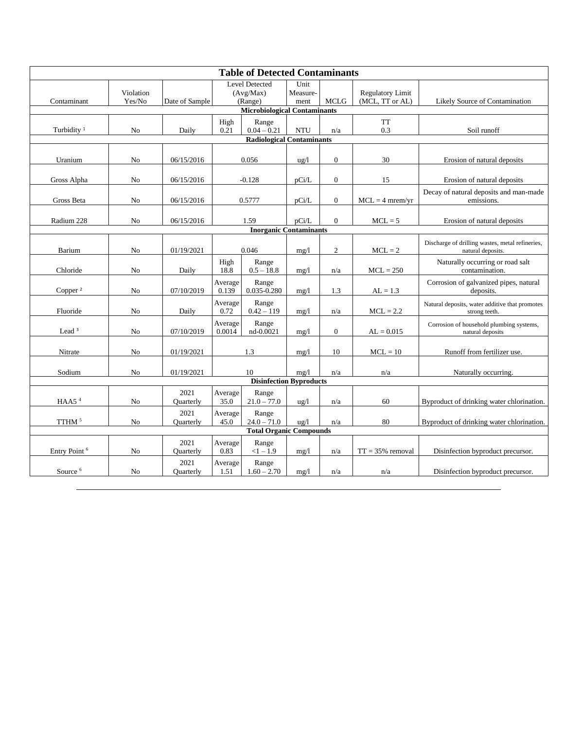**Table of Detected Contaminants**

| Contaminant | Violation Yes/No | Date of Sample | Level Detected (Avg/Max) (Range) | | Unit Measure-ment | MCLG | Regulatory Limit (MCL, TT or AL) | Likely Source of Contamination |
|---|---|---|---|---|---|---|---|---|
| **Microbiological Contaminants** | | | | | | | | |
| Turbidity [1] | No | Daily | High 0.21 | Range 0.04 – 0.21 | NTU | n/a | TT 0.3 | Soil runoff |
| **Radiological Contaminants** | | | | | | | | |
| Uranium | No | 06/15/2016 | 0.056 | | ug/l | 0 | 30 | Erosion of natural deposits |
| Gross Alpha | No | 06/15/2016 | -0.128 | | pCi/L | 0 | 15 | Erosion of natural deposits |
| Gross Beta | No | 06/15/2016 | 0.5777 | | pCi/L | 0 | MCL = 4 mrem/yr | Decay of natural deposits and man-made emissions. |
| Radium 228 | No | 06/15/2016 | 1.59 | | pCi/L | 0 | MCL = 5 | Erosion of natural deposits |
| **Inorganic Contaminants** | | | | | | | | |
| Barium | No | 01/19/2021 | 0.046 | | mg/l | 2 | MCL = 2 | Discharge of drilling wastes, metal refineries, natural deposits. |
| Chloride | No | Daily | High 18.8 | Range 0.5 – 18.8 | mg/l | n/a | MCL = 250 | Naturally occurring or road salt contamination. |
| Copper [2] | No | 07/10/2019 | Average 0.139 | Range 0.035-0.280 | mg/l | 1.3 | AL = 1.3 | Corrosion of galvanized pipes, natural deposits. |
| Fluoride | No | Daily | Average 0.72 | Range 0.42 – 119 | mg/l | n/a | MCL = 2.2 | Natural deposits, water additive that promotes strong teeth. |
| Lead [3] | No | 07/10/2019 | Average 0.0014 | Range nd-0.0021 | mg/l | 0 | AL = 0.015 | Corrosion of household plumbing systems, natural deposits |
| Nitrate | No | 01/19/2021 | 1.3 | | mg/l | 10 | MCL = 10 | Runoff from fertilizer use. |
| Sodium | No | 01/19/2021 | 10 | | mg/l | n/a | n/a | Naturally occurring. |
| **Disinfection Byproducts** | | | | | | | | |
| HAA5 [4] | No | 2021 Quarterly | Average 35.0 | Range 21.0 – 77.0 | ug/l | n/a | 60 | Byproduct of drinking water chlorination. |
| TTHM [5] | No | 2021 Quarterly | Average 45.0 | Range 24.0 – 71.0 | ug/l | n/a | 80 | Byproduct of drinking water chlorination. |
| **Total Organic Compounds** | | | | | | | | |
| Entry Point [6] | No | 2021 Quarterly | Average 0.83 | Range <1 – 1.9 | mg/l | n/a | TT = 35% removal | Disinfection byproduct precursor. |
| Source [6] | No | 2021 Quarterly | Average 1.51 | Range 1.60 – 2.70 | mg/l | n/a | n/a | Disinfection byproduct precursor. |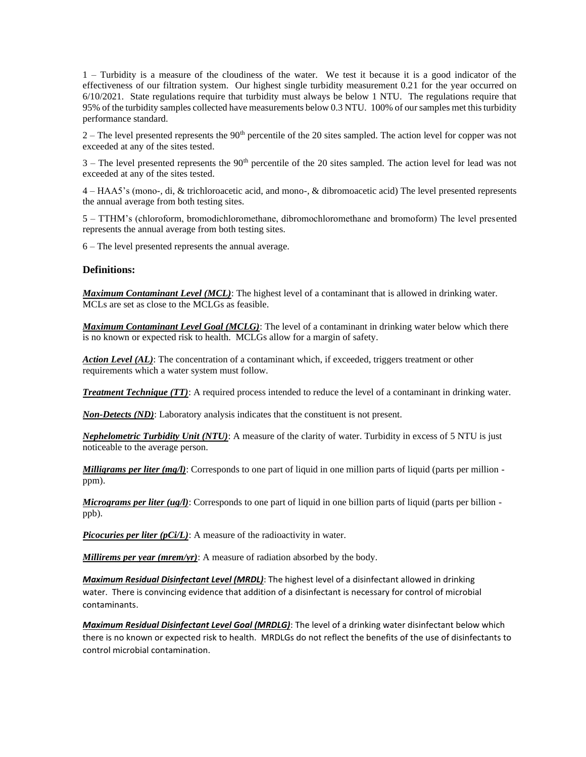1 – Turbidity is a measure of the cloudiness of the water. We test it because it is a good indicator of the effectiveness of our filtration system. Our highest single turbidity measurement 0.21 for the year occurred on 6/10/2021. State regulations require that turbidity must always be below 1 NTU. The regulations require that 95% of the turbidity samples collected have measurements below 0.3 NTU. 100% of our samples met this turbidity performance standard.

2 – The level presented represents the 90th percentile of the 20 sites sampled. The action level for copper was not exceeded at any of the sites tested.

3 – The level presented represents the 90th percentile of the 20 sites sampled. The action level for lead was not exceeded at any of the sites tested.

4 – HAA5's (mono-, di, & trichloroacetic acid, and mono-, & dibromoacetic acid) The level presented represents the annual average from both testing sites.

5 – TTHM's (chloroform, bromodichloromethane, dibromochloromethane and bromoform) The level presented represents the annual average from both testing sites.

6 – The level presented represents the annual average.

### Definitions:

***Maximum Contaminant Level (MCL)***: The highest level of a contaminant that is allowed in drinking water. MCLs are set as close to the MCLGs as feasible.

***Maximum Contaminant Level Goal (MCLG)***: The level of a contaminant in drinking water below which there is no known or expected risk to health. MCLGs allow for a margin of safety.

***Action Level (AL)***: The concentration of a contaminant which, if exceeded, triggers treatment or other requirements which a water system must follow.

***Treatment Technique (TT)***: A required process intended to reduce the level of a contaminant in drinking water.

***Non-Detects (ND)***: Laboratory analysis indicates that the constituent is not present.

***Nephelometric Turbidity Unit (NTU)***: A measure of the clarity of water. Turbidity in excess of 5 NTU is just noticeable to the average person.

***Milligrams per liter (mg/l)***: Corresponds to one part of liquid in one million parts of liquid (parts per million - ppm).

***Micrograms per liter (ug/l)***: Corresponds to one part of liquid in one billion parts of liquid (parts per billion - ppb).

***Picocuries per liter (pCi/L)***: A measure of the radioactivity in water.

***Millirems per year (mrem/yr)***: A measure of radiation absorbed by the body.

***Maximum Residual Disinfectant Level (MRDL)***: The highest level of a disinfectant allowed in drinking water. There is convincing evidence that addition of a disinfectant is necessary for control of microbial contaminants.

***Maximum Residual Disinfectant Level Goal (MRDLG)***: The level of a drinking water disinfectant below which there is no known or expected risk to health. MRDLGs do not reflect the benefits of the use of disinfectants to control microbial contamination.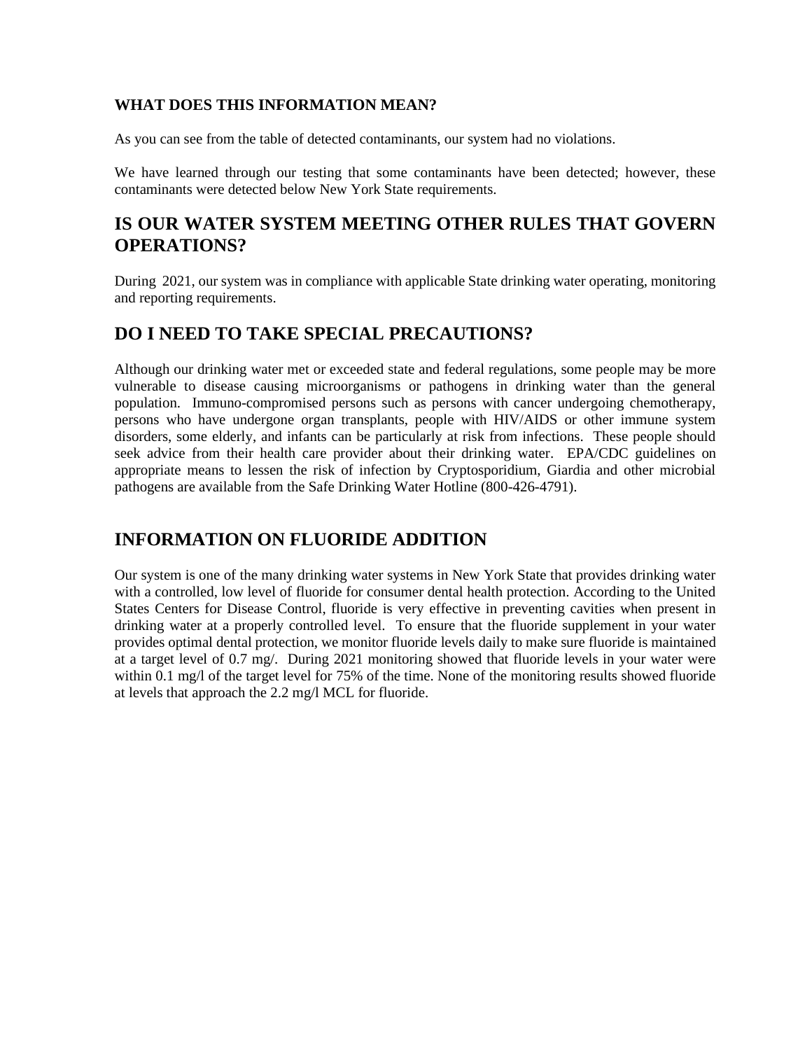### WHAT DOES THIS INFORMATION MEAN?

As you can see from the table of detected contaminants, our system had no violations.

We have learned through our testing that some contaminants have been detected; however, these contaminants were detected below New York State requirements.

## IS OUR WATER SYSTEM MEETING OTHER RULES THAT GOVERN OPERATIONS?

During 2021, our system was in compliance with applicable State drinking water operating, monitoring and reporting requirements.

## DO I NEED TO TAKE SPECIAL PRECAUTIONS?

Although our drinking water met or exceeded state and federal regulations, some people may be more vulnerable to disease causing microorganisms or pathogens in drinking water than the general population. Immuno-compromised persons such as persons with cancer undergoing chemotherapy, persons who have undergone organ transplants, people with HIV/AIDS or other immune system disorders, some elderly, and infants can be particularly at risk from infections. These people should seek advice from their health care provider about their drinking water. EPA/CDC guidelines on appropriate means to lessen the risk of infection by Cryptosporidium, Giardia and other microbial pathogens are available from the Safe Drinking Water Hotline (800-426-4791).

## INFORMATION ON FLUORIDE ADDITION

Our system is one of the many drinking water systems in New York State that provides drinking water with a controlled, low level of fluoride for consumer dental health protection. According to the United States Centers for Disease Control, fluoride is very effective in preventing cavities when present in drinking water at a properly controlled level. To ensure that the fluoride supplement in your water provides optimal dental protection, we monitor fluoride levels daily to make sure fluoride is maintained at a target level of 0.7 mg/. During 2021 monitoring showed that fluoride levels in your water were within 0.1 mg/l of the target level for 75% of the time. None of the monitoring results showed fluoride at levels that approach the 2.2 mg/l MCL for fluoride.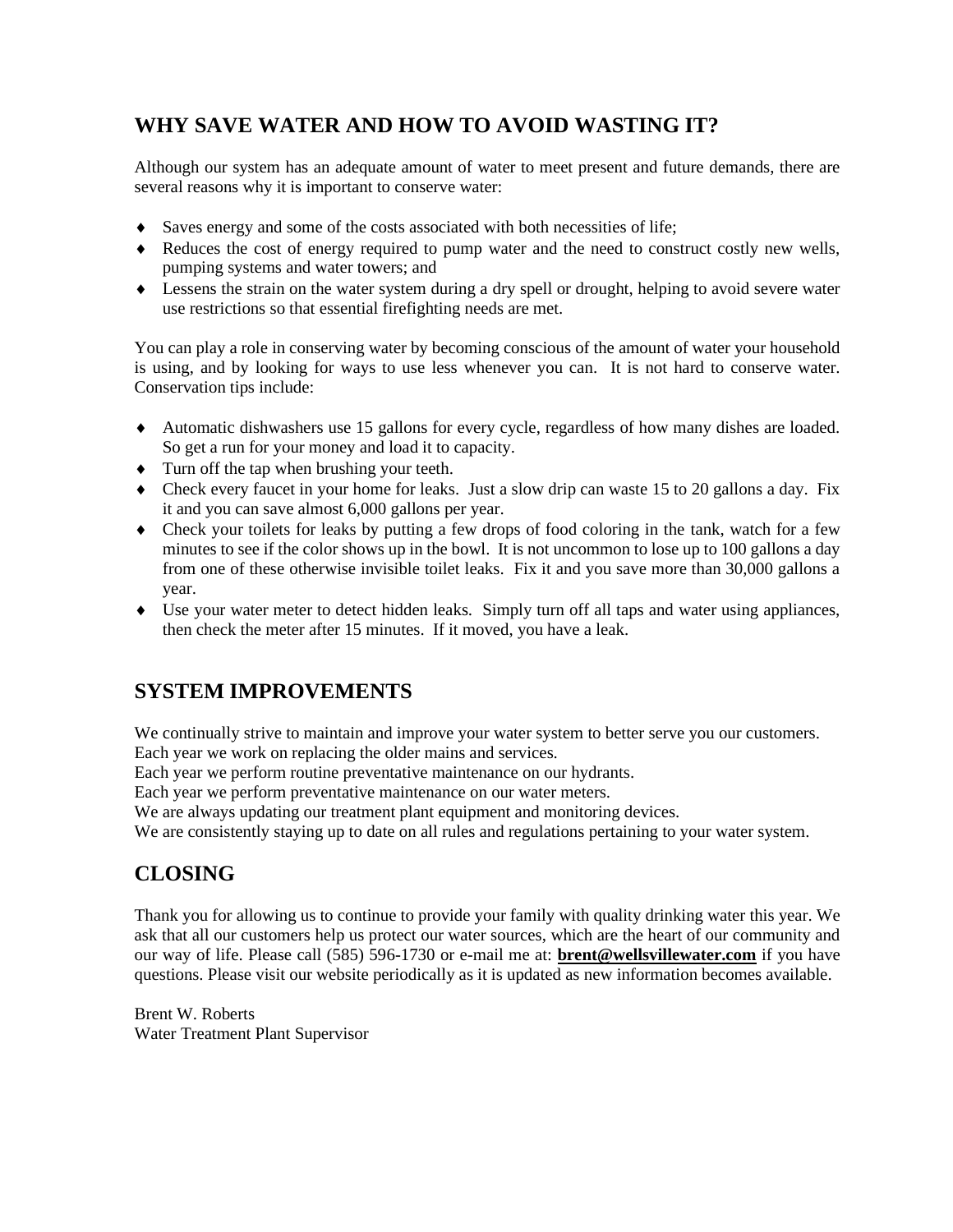## WHY SAVE WATER AND HOW TO AVOID WASTING IT?

Although our system has an adequate amount of water to meet present and future demands, there are several reasons why it is important to conserve water:

- Saves energy and some of the costs associated with both necessities of life;
- Reduces the cost of energy required to pump water and the need to construct costly new wells, pumping systems and water towers; and
- Lessens the strain on the water system during a dry spell or drought, helping to avoid severe water use restrictions so that essential firefighting needs are met.

You can play a role in conserving water by becoming conscious of the amount of water your household is using, and by looking for ways to use less whenever you can. It is not hard to conserve water. Conservation tips include:

- Automatic dishwashers use 15 gallons for every cycle, regardless of how many dishes are loaded. So get a run for your money and load it to capacity.
- Turn off the tap when brushing your teeth.
- Check every faucet in your home for leaks. Just a slow drip can waste 15 to 20 gallons a day. Fix it and you can save almost 6,000 gallons per year.
- Check your toilets for leaks by putting a few drops of food coloring in the tank, watch for a few minutes to see if the color shows up in the bowl. It is not uncommon to lose up to 100 gallons a day from one of these otherwise invisible toilet leaks. Fix it and you save more than 30,000 gallons a year.
- Use your water meter to detect hidden leaks. Simply turn off all taps and water using appliances, then check the meter after 15 minutes. If it moved, you have a leak.

## SYSTEM IMPROVEMENTS

We continually strive to maintain and improve your water system to better serve you our customers.
Each year we work on replacing the older mains and services.
Each year we perform routine preventative maintenance on our hydrants.
Each year we perform preventative maintenance on our water meters.
We are always updating our treatment plant equipment and monitoring devices.
We are consistently staying up to date on all rules and regulations pertaining to your water system.

## CLOSING

Thank you for allowing us to continue to provide your family with quality drinking water this year. We ask that all our customers help us protect our water sources, which are the heart of our community and our way of life. Please call (585) 596-1730 or e-mail me at: **brent@wellsvillewater.com** if you have questions. Please visit our website periodically as it is updated as new information becomes available.

Brent W. Roberts
Water Treatment Plant Supervisor